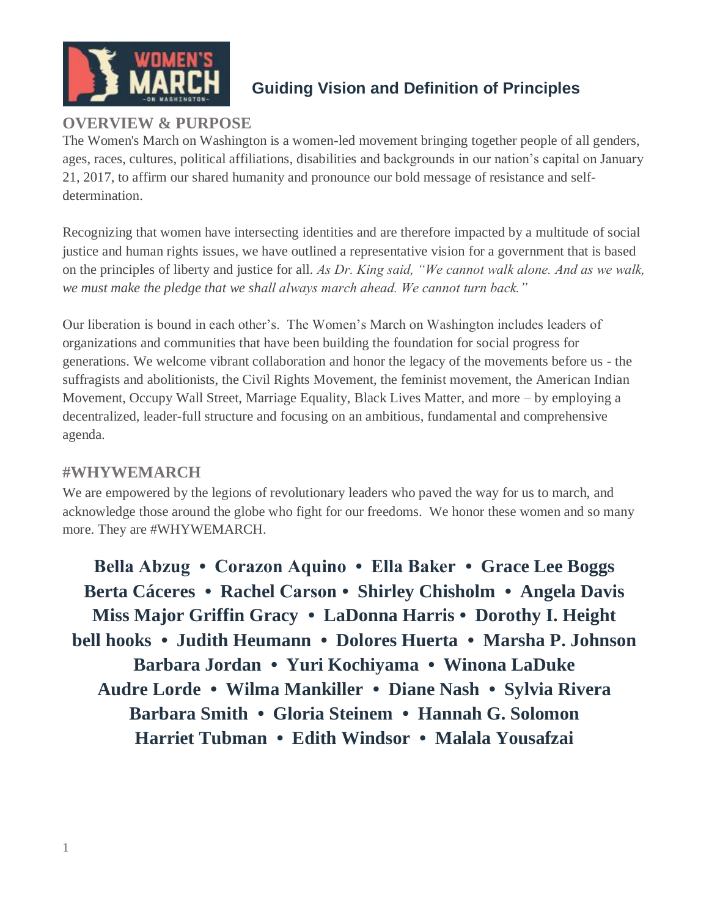# Guiding Vision and Definition of Principles

## OVERVIEW & PURPOSE

The Women's March on Washington is a women-led movement bringing together people of all genders, ages, races, cultures, political affiliations, disabilities and backgrounds in our nation's capital on January 21, 2017, to affirm our shared humanity and pronounce our bold message of resistance and self-determination.

Recognizing that women have intersecting identities and are therefore impacted by a multitude of social justice and human rights issues, we have outlined a representative vision for a government that is based on the principles of liberty and justice for all. *As Dr. King said, "We cannot walk alone. And as we walk, we must make the pledge that we shall always march ahead. We cannot turn back."*

Our liberation is bound in each other's. The Women's March on Washington includes leaders of organizations and communities that have been building the foundation for social progress for generations. We welcome vibrant collaboration and honor the legacy of the movements before us - the suffragists and abolitionists, the Civil Rights Movement, the feminist movement, the American Indian Movement, Occupy Wall Street, Marriage Equality, Black Lives Matter, and more – by employing a decentralized, leader-full structure and focusing on an ambitious, fundamental and comprehensive agenda.

## #WHYWEMARCH

We are empowered by the legions of revolutionary leaders who paved the way for us to march, and acknowledge those around the globe who fight for our freedoms. We honor these women and so many more. They are #WHYWEMARCH.

**Bella Abzug • Corazon Aquino • Ella Baker • Grace Lee Boggs**
**Berta Cáceres • Rachel Carson • Shirley Chisholm • Angela Davis**
**Miss Major Griffin Gracy • LaDonna Harris • Dorothy I. Height**
**bell hooks • Judith Heumann • Dolores Huerta • Marsha P. Johnson**
**Barbara Jordan • Yuri Kochiyama • Winona LaDuke**
**Audre Lorde • Wilma Mankiller • Diane Nash • Sylvia Rivera**
**Barbara Smith • Gloria Steinem • Hannah G. Solomon**
**Harriet Tubman • Edith Windsor • Malala Yousafzai**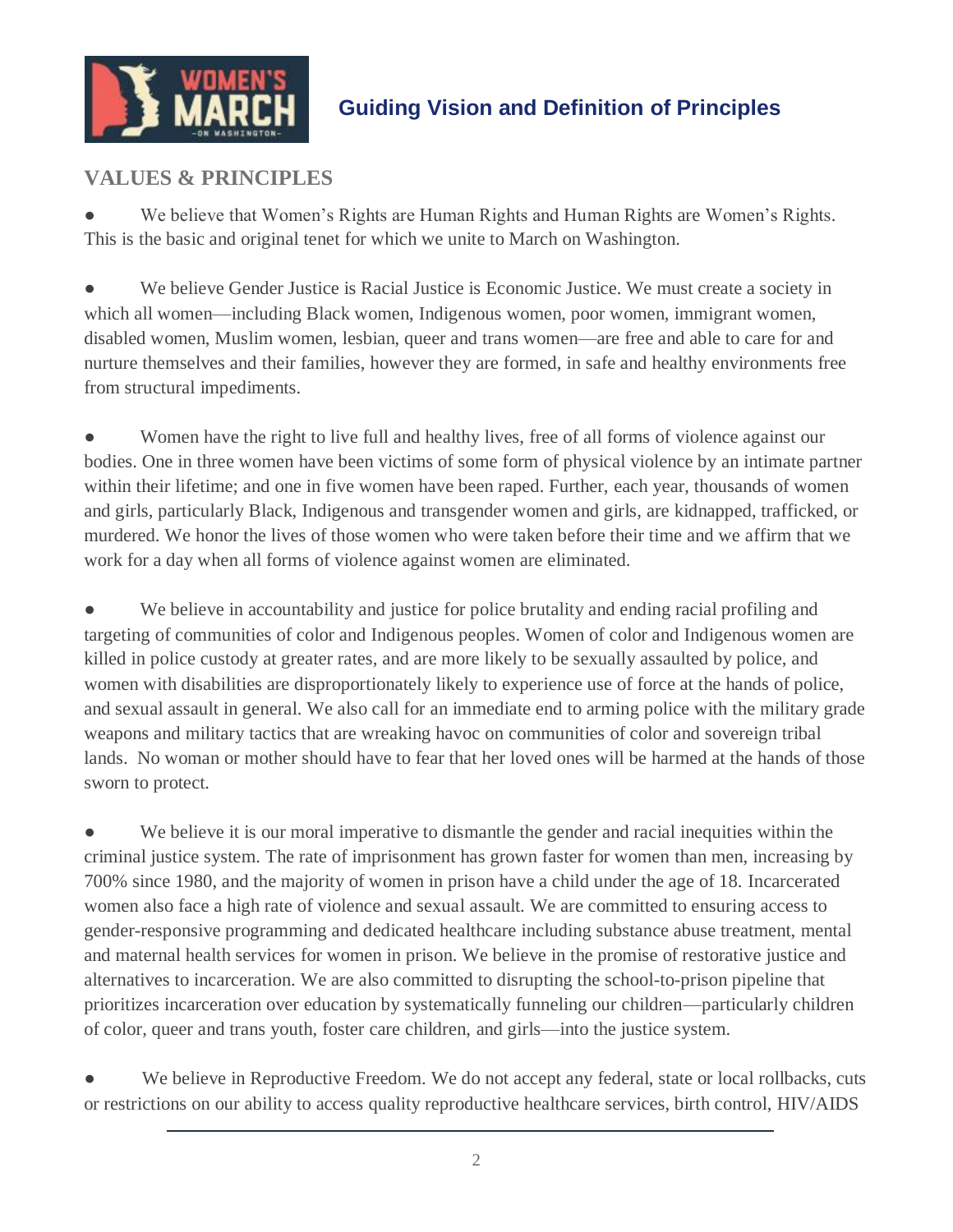# Guiding Vision and Definition of Principles

## VALUES & PRINCIPLES

- We believe that Women's Rights are Human Rights and Human Rights are Women's Rights. This is the basic and original tenet for which we unite to March on Washington.

- We believe Gender Justice is Racial Justice is Economic Justice. We must create a society in which all women—including Black women, Indigenous women, poor women, immigrant women, disabled women, Muslim women, lesbian, queer and trans women—are free and able to care for and nurture themselves and their families, however they are formed, in safe and healthy environments free from structural impediments.

- Women have the right to live full and healthy lives, free of all forms of violence against our bodies. One in three women have been victims of some form of physical violence by an intimate partner within their lifetime; and one in five women have been raped. Further, each year, thousands of women and girls, particularly Black, Indigenous and transgender women and girls, are kidnapped, trafficked, or murdered. We honor the lives of those women who were taken before their time and we affirm that we work for a day when all forms of violence against women are eliminated.

- We believe in accountability and justice for police brutality and ending racial profiling and targeting of communities of color and Indigenous peoples. Women of color and Indigenous women are killed in police custody at greater rates, and are more likely to be sexually assaulted by police, and women with disabilities are disproportionately likely to experience use of force at the hands of police, and sexual assault in general. We also call for an immediate end to arming police with the military grade weapons and military tactics that are wreaking havoc on communities of color and sovereign tribal lands. No woman or mother should have to fear that her loved ones will be harmed at the hands of those sworn to protect.

- We believe it is our moral imperative to dismantle the gender and racial inequities within the criminal justice system. The rate of imprisonment has grown faster for women than men, increasing by 700% since 1980, and the majority of women in prison have a child under the age of 18. Incarcerated women also face a high rate of violence and sexual assault. We are committed to ensuring access to gender-responsive programming and dedicated healthcare including substance abuse treatment, mental and maternal health services for women in prison. We believe in the promise of restorative justice and alternatives to incarceration. We are also committed to disrupting the school-to-prison pipeline that prioritizes incarceration over education by systematically funneling our children—particularly children of color, queer and trans youth, foster care children, and girls—into the justice system.

- We believe in Reproductive Freedom. We do not accept any federal, state or local rollbacks, cuts or restrictions on our ability to access quality reproductive healthcare services, birth control, HIV/AIDS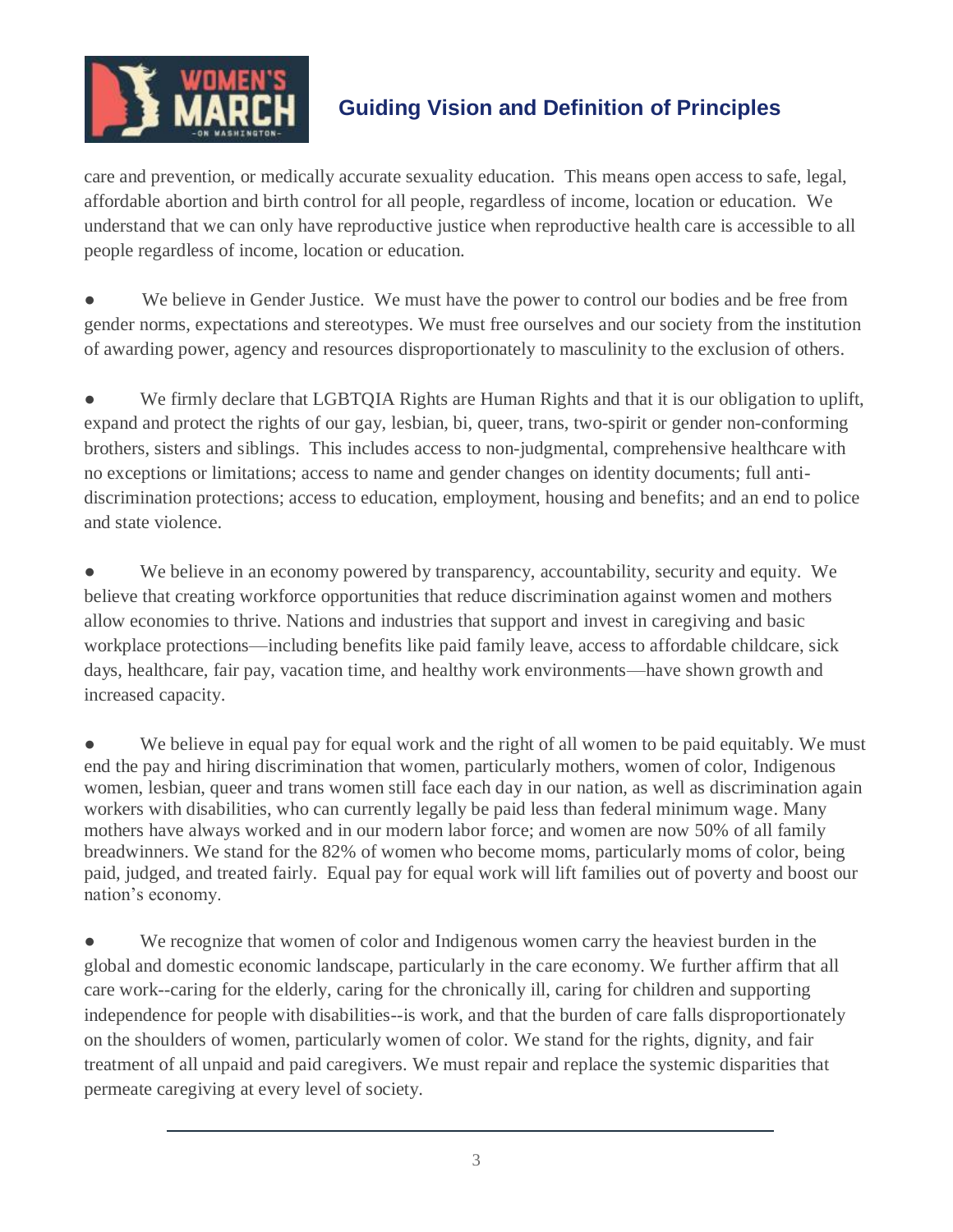care and prevention, or medically accurate sexuality education. This means open access to safe, legal, affordable abortion and birth control for all people, regardless of income, location or education. We understand that we can only have reproductive justice when reproductive health care is accessible to all people regardless of income, location or education.

- We believe in Gender Justice. We must have the power to control our bodies and be free from gender norms, expectations and stereotypes. We must free ourselves and our society from the institution of awarding power, agency and resources disproportionately to masculinity to the exclusion of others.

- We firmly declare that LGBTQIA Rights are Human Rights and that it is our obligation to uplift, expand and protect the rights of our gay, lesbian, bi, queer, trans, two-spirit or gender non-conforming brothers, sisters and siblings. This includes access to non-judgmental, comprehensive healthcare with no exceptions or limitations; access to name and gender changes on identity documents; full anti-discrimination protections; access to education, employment, housing and benefits; and an end to police and state violence.

- We believe in an economy powered by transparency, accountability, security and equity. We believe that creating workforce opportunities that reduce discrimination against women and mothers allow economies to thrive. Nations and industries that support and invest in caregiving and basic workplace protections—including benefits like paid family leave, access to affordable childcare, sick days, healthcare, fair pay, vacation time, and healthy work environments—have shown growth and increased capacity.

- We believe in equal pay for equal work and the right of all women to be paid equitably. We must end the pay and hiring discrimination that women, particularly mothers, women of color, Indigenous women, lesbian, queer and trans women still face each day in our nation, as well as discrimination again workers with disabilities, who can currently legally be paid less than federal minimum wage. Many mothers have always worked and in our modern labor force; and women are now 50% of all family breadwinners. We stand for the 82% of women who become moms, particularly moms of color, being paid, judged, and treated fairly. Equal pay for equal work will lift families out of poverty and boost our nation's economy.

- We recognize that women of color and Indigenous women carry the heaviest burden in the global and domestic economic landscape, particularly in the care economy. We further affirm that all care work--caring for the elderly, caring for the chronically ill, caring for children and supporting independence for people with disabilities--is work, and that the burden of care falls disproportionately on the shoulders of women, particularly women of color. We stand for the rights, dignity, and fair treatment of all unpaid and paid caregivers. We must repair and replace the systemic disparities that permeate caregiving at every level of society.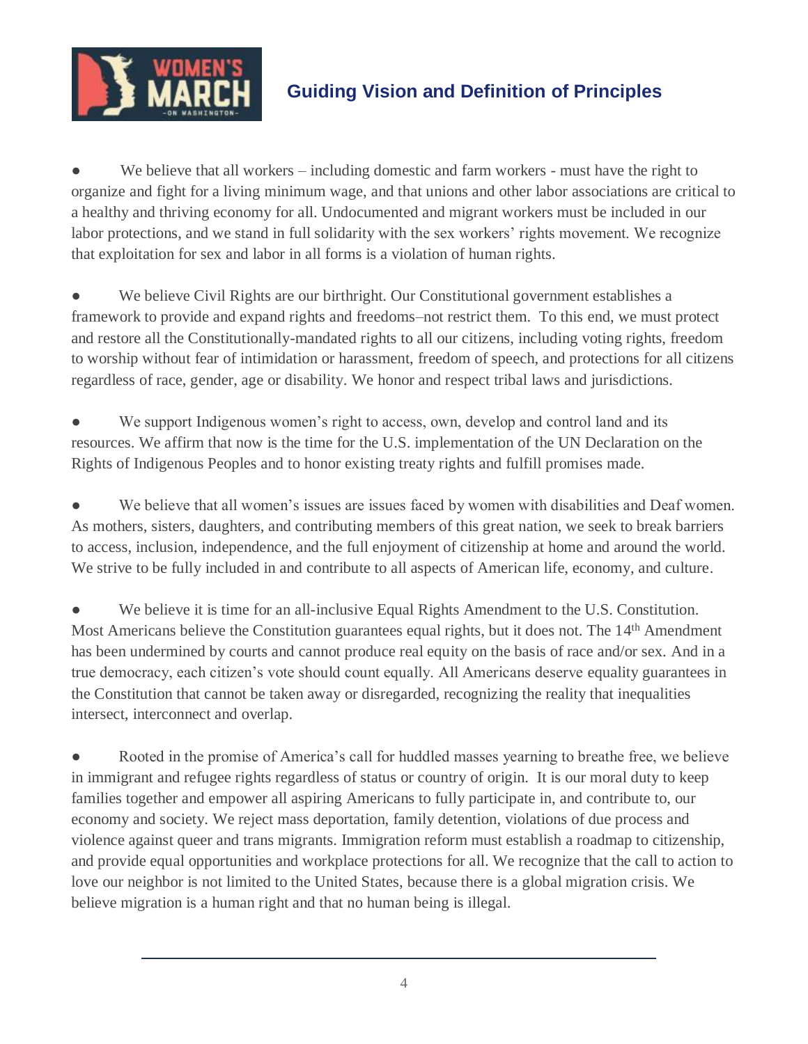## Guiding Vision and Definition of Principles

- We believe that all workers – including domestic and farm workers - must have the right to organize and fight for a living minimum wage, and that unions and other labor associations are critical to a healthy and thriving economy for all. Undocumented and migrant workers must be included in our labor protections, and we stand in full solidarity with the sex workers' rights movement. We recognize that exploitation for sex and labor in all forms is a violation of human rights.

- We believe Civil Rights are our birthright. Our Constitutional government establishes a framework to provide and expand rights and freedoms–not restrict them. To this end, we must protect and restore all the Constitutionally-mandated rights to all our citizens, including voting rights, freedom to worship without fear of intimidation or harassment, freedom of speech, and protections for all citizens regardless of race, gender, age or disability. We honor and respect tribal laws and jurisdictions.

- We support Indigenous women's right to access, own, develop and control land and its resources. We affirm that now is the time for the U.S. implementation of the UN Declaration on the Rights of Indigenous Peoples and to honor existing treaty rights and fulfill promises made.

- We believe that all women's issues are issues faced by women with disabilities and Deaf women. As mothers, sisters, daughters, and contributing members of this great nation, we seek to break barriers to access, inclusion, independence, and the full enjoyment of citizenship at home and around the world. We strive to be fully included in and contribute to all aspects of American life, economy, and culture.

- We believe it is time for an all-inclusive Equal Rights Amendment to the U.S. Constitution. Most Americans believe the Constitution guarantees equal rights, but it does not. The 14th Amendment has been undermined by courts and cannot produce real equity on the basis of race and/or sex. And in a true democracy, each citizen's vote should count equally. All Americans deserve equality guarantees in the Constitution that cannot be taken away or disregarded, recognizing the reality that inequalities intersect, interconnect and overlap.

- Rooted in the promise of America's call for huddled masses yearning to breathe free, we believe in immigrant and refugee rights regardless of status or country of origin. It is our moral duty to keep families together and empower all aspiring Americans to fully participate in, and contribute to, our economy and society. We reject mass deportation, family detention, violations of due process and violence against queer and trans migrants. Immigration reform must establish a roadmap to citizenship, and provide equal opportunities and workplace protections for all. We recognize that the call to action to love our neighbor is not limited to the United States, because there is a global migration crisis. We believe migration is a human right and that no human being is illegal.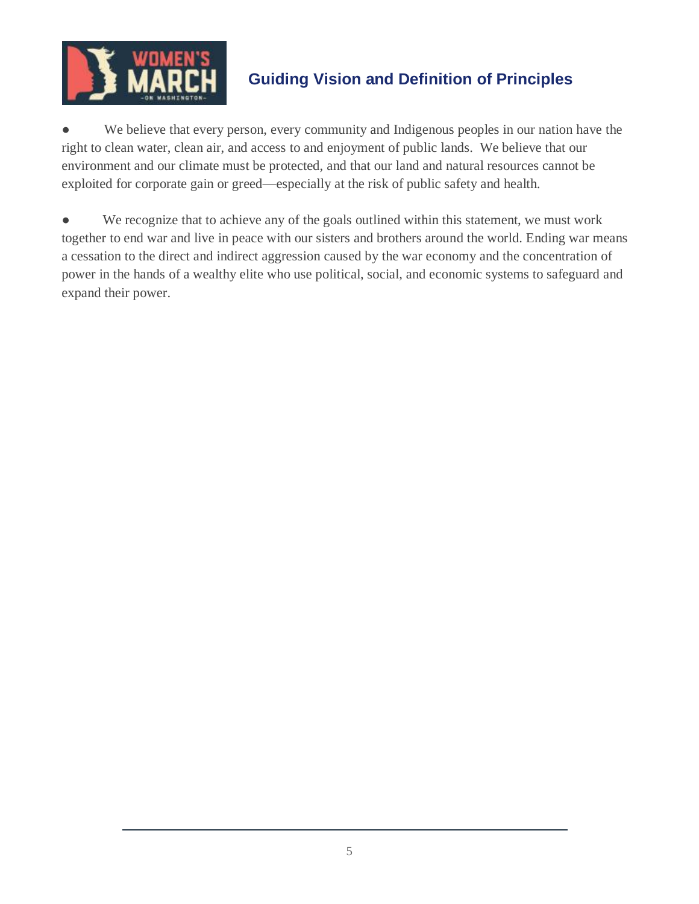## Guiding Vision and Definition of Principles

- We believe that every person, every community and Indigenous peoples in our nation have the right to clean water, clean air, and access to and enjoyment of public lands. We believe that our environment and our climate must be protected, and that our land and natural resources cannot be exploited for corporate gain or greed—especially at the risk of public safety and health.

- We recognize that to achieve any of the goals outlined within this statement, we must work together to end war and live in peace with our sisters and brothers around the world. Ending war means a cessation to the direct and indirect aggression caused by the war economy and the concentration of power in the hands of a wealthy elite who use political, social, and economic systems to safeguard and expand their power.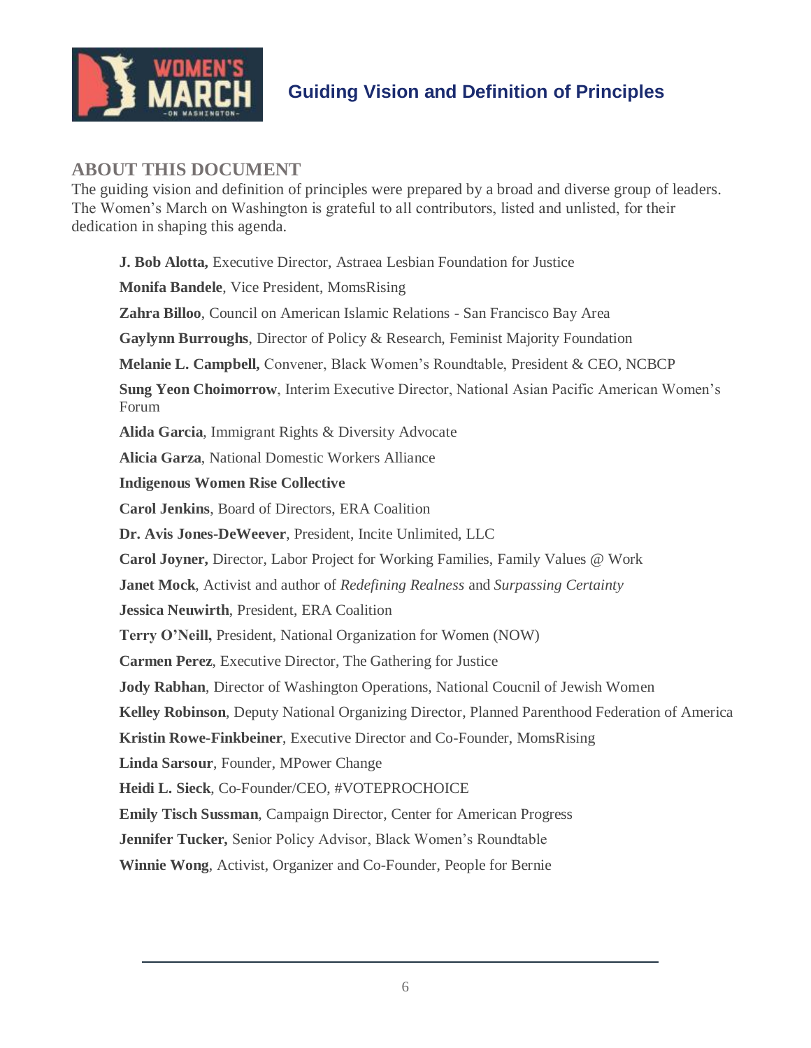## Guiding Vision and Definition of Principles

### ABOUT THIS DOCUMENT

The guiding vision and definition of principles were prepared by a broad and diverse group of leaders. The Women's March on Washington is grateful to all contributors, listed and unlisted, for their dedication in shaping this agenda.

**J. Bob Alotta,** Executive Director, Astraea Lesbian Foundation for Justice

**Monifa Bandele**, Vice President, MomsRising

**Zahra Billoo**, Council on American Islamic Relations - San Francisco Bay Area

**Gaylynn Burroughs**, Director of Policy & Research, Feminist Majority Foundation

**Melanie L. Campbell,** Convener, Black Women's Roundtable, President & CEO, NCBCP

**Sung Yeon Choimorrow**, Interim Executive Director, National Asian Pacific American Women's Forum

**Alida Garcia**, Immigrant Rights & Diversity Advocate

**Alicia Garza**, National Domestic Workers Alliance

**Indigenous Women Rise Collective**

**Carol Jenkins**, Board of Directors, ERA Coalition

**Dr. Avis Jones-DeWeever**, President, Incite Unlimited, LLC

**Carol Joyner,** Director, Labor Project for Working Families, Family Values @ Work

**Janet Mock**, Activist and author of *Redefining Realness* and *Surpassing Certainty*

**Jessica Neuwirth**, President, ERA Coalition

**Terry O'Neill,** President, National Organization for Women (NOW)

**Carmen Perez**, Executive Director, The Gathering for Justice

**Jody Rabhan**, Director of Washington Operations, National Coucnil of Jewish Women

**Kelley Robinson**, Deputy National Organizing Director, Planned Parenthood Federation of America

**Kristin Rowe-Finkbeiner**, Executive Director and Co-Founder, MomsRising

**Linda Sarsour**, Founder, MPower Change

**Heidi L. Sieck**, Co-Founder/CEO, #VOTEPROCHOICE

**Emily Tisch Sussman**, Campaign Director, Center for American Progress

**Jennifer Tucker,** Senior Policy Advisor, Black Women's Roundtable

**Winnie Wong**, Activist, Organizer and Co-Founder, People for Bernie